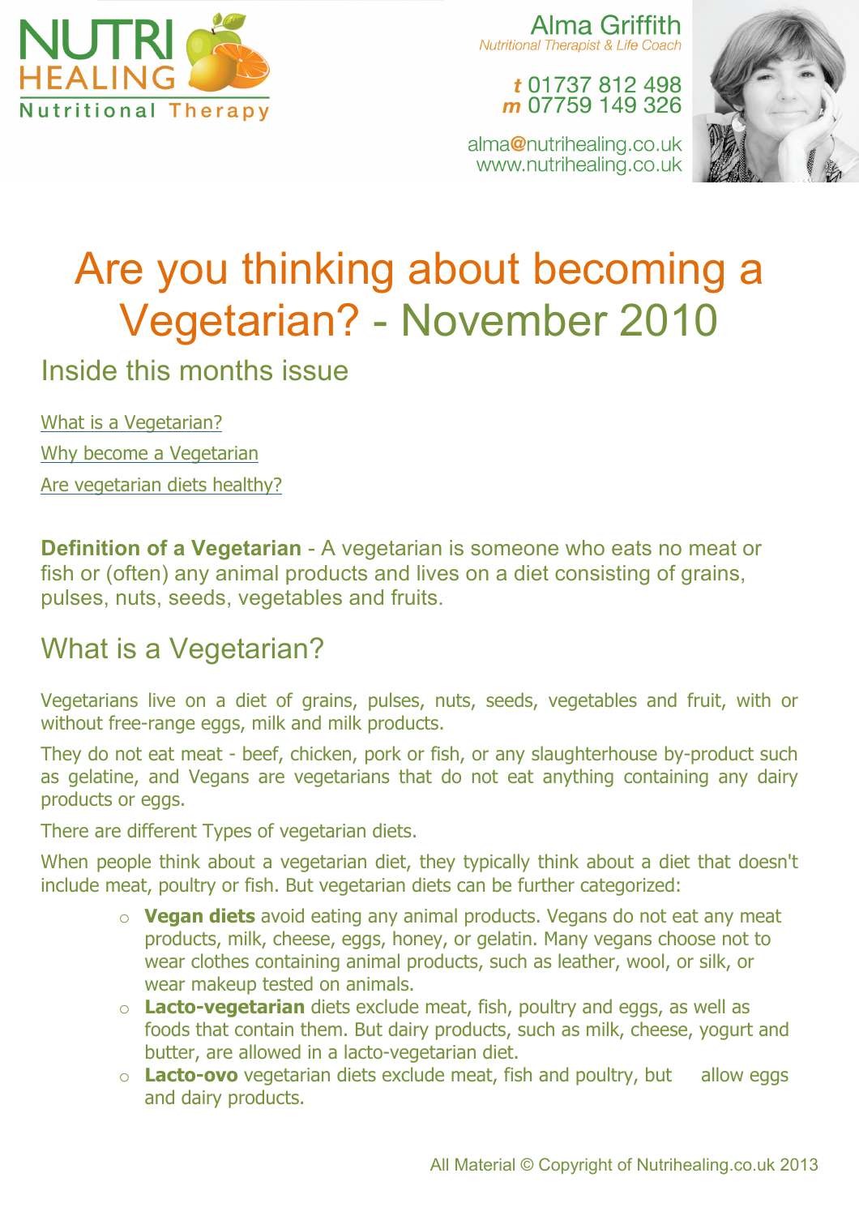NUTRI HEALING
Nutritional Therapy

Alma Griffith
*Nutritional Therapist & Life Coach*

**t** 01737 812 498
**m** 07759 149 326

alma@nutrihealing.co.uk
www.nutrihealing.co.uk

# Are you thinking about becoming a Vegetarian? - November 2010

## Inside this months issue

[What is a Vegetarian?](#)

[Why become a Vegetarian](#)

[Are vegetarian diets healthy?](#)

**Definition of a Vegetarian** - A vegetarian is someone who eats no meat or fish or (often) any animal products and lives on a diet consisting of grains, pulses, nuts, seeds, vegetables and fruits.

## What is a Vegetarian?

Vegetarians live on a diet of grains, pulses, nuts, seeds, vegetables and fruit, with or without free-range eggs, milk and milk products.

They do not eat meat - beef, chicken, pork or fish, or any slaughterhouse by-product such as gelatine, and Vegans are vegetarians that do not eat anything containing any dairy products or eggs.

There are different Types of vegetarian diets.

When people think about a vegetarian diet, they typically think about a diet that doesn't include meat, poultry or fish. But vegetarian diets can be further categorized:

- **Vegan diets** avoid eating any animal products. Vegans do not eat any meat products, milk, cheese, eggs, honey, or gelatin. Many vegans choose not to wear clothes containing animal products, such as leather, wool, or silk, or wear makeup tested on animals.
- **Lacto-vegetarian** diets exclude meat, fish, poultry and eggs, as well as foods that contain them. But dairy products, such as milk, cheese, yogurt and butter, are allowed in a lacto-vegetarian diet.
- **Lacto-ovo** vegetarian diets exclude meat, fish and poultry, but allow eggs and dairy products.

All Material © Copyright of Nutrihealing.co.uk 2013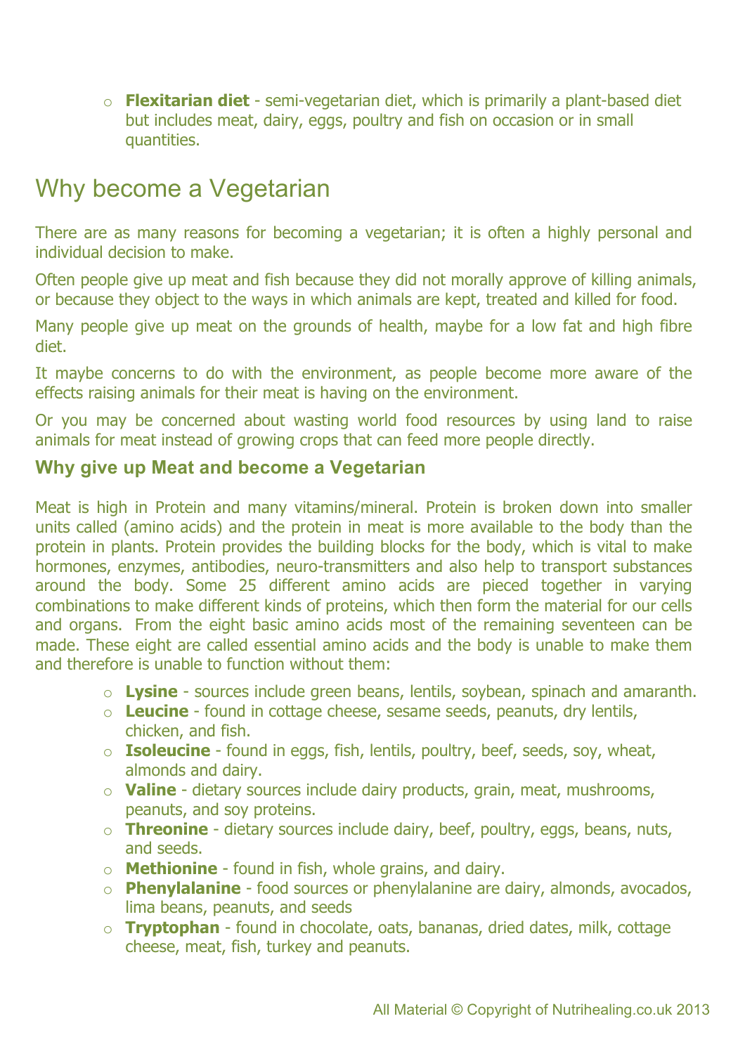- **Flexitarian diet** - semi-vegetarian diet, which is primarily a plant-based diet but includes meat, dairy, eggs, poultry and fish on occasion or in small quantities.

## Why become a Vegetarian

There are as many reasons for becoming a vegetarian; it is often a highly personal and individual decision to make.

Often people give up meat and fish because they did not morally approve of killing animals, or because they object to the ways in which animals are kept, treated and killed for food.

Many people give up meat on the grounds of health, maybe for a low fat and high fibre diet.

It maybe concerns to do with the environment, as people become more aware of the effects raising animals for their meat is having on the environment.

Or you may be concerned about wasting world food resources by using land to raise animals for meat instead of growing crops that can feed more people directly.

### Why give up Meat and become a Vegetarian

Meat is high in Protein and many vitamins/mineral. Protein is broken down into smaller units called (amino acids) and the protein in meat is more available to the body than the protein in plants. Protein provides the building blocks for the body, which is vital to make hormones, enzymes, antibodies, neuro-transmitters and also help to transport substances around the body. Some 25 different amino acids are pieced together in varying combinations to make different kinds of proteins, which then form the material for our cells and organs. From the eight basic amino acids most of the remaining seventeen can be made. These eight are called essential amino acids and the body is unable to make them and therefore is unable to function without them:

- **Lysine** - sources include green beans, lentils, soybean, spinach and amaranth.
- **Leucine** - found in cottage cheese, sesame seeds, peanuts, dry lentils, chicken, and fish.
- **Isoleucine** - found in eggs, fish, lentils, poultry, beef, seeds, soy, wheat, almonds and dairy.
- **Valine** - dietary sources include dairy products, grain, meat, mushrooms, peanuts, and soy proteins.
- **Threonine** - dietary sources include dairy, beef, poultry, eggs, beans, nuts, and seeds.
- **Methionine** - found in fish, whole grains, and dairy.
- **Phenylalanine** - food sources or phenylalanine are dairy, almonds, avocados, lima beans, peanuts, and seeds
- **Tryptophan** - found in chocolate, oats, bananas, dried dates, milk, cottage cheese, meat, fish, turkey and peanuts.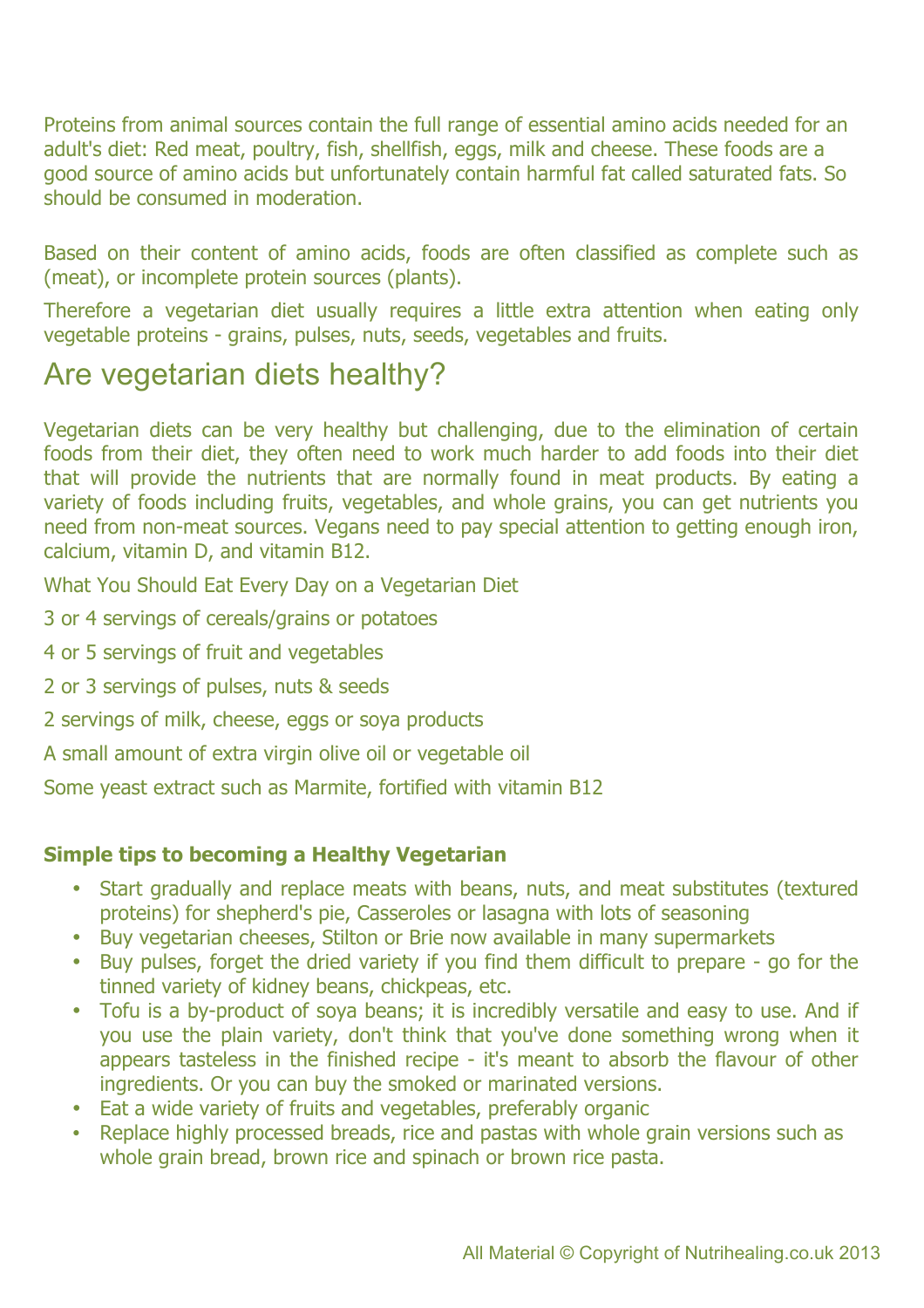Proteins from animal sources contain the full range of essential amino acids needed for an adult's diet: Red meat, poultry, fish, shellfish, eggs, milk and cheese. These foods are a good source of amino acids but unfortunately contain harmful fat called saturated fats. So should be consumed in moderation.

Based on their content of amino acids, foods are often classified as complete such as (meat), or incomplete protein sources (plants).

Therefore a vegetarian diet usually requires a little extra attention when eating only vegetable proteins - grains, pulses, nuts, seeds, vegetables and fruits.

## Are vegetarian diets healthy?

Vegetarian diets can be very healthy but challenging, due to the elimination of certain foods from their diet, they often need to work much harder to add foods into their diet that will provide the nutrients that are normally found in meat products. By eating a variety of foods including fruits, vegetables, and whole grains, you can get nutrients you need from non-meat sources. Vegans need to pay special attention to getting enough iron, calcium, vitamin D, and vitamin B12.

What You Should Eat Every Day on a Vegetarian Diet

3 or 4 servings of cereals/grains or potatoes

4 or 5 servings of fruit and vegetables

2 or 3 servings of pulses, nuts & seeds

2 servings of milk, cheese, eggs or soya products

A small amount of extra virgin olive oil or vegetable oil

Some yeast extract such as Marmite, fortified with vitamin B12

**Simple tips to becoming a Healthy Vegetarian**

- Start gradually and replace meats with beans, nuts, and meat substitutes (textured proteins) for shepherd's pie, Casseroles or lasagna with lots of seasoning
- Buy vegetarian cheeses, Stilton or Brie now available in many supermarkets
- Buy pulses, forget the dried variety if you find them difficult to prepare - go for the tinned variety of kidney beans, chickpeas, etc.
- Tofu is a by-product of soya beans; it is incredibly versatile and easy to use. And if you use the plain variety, don't think that you've done something wrong when it appears tasteless in the finished recipe - it's meant to absorb the flavour of other ingredients. Or you can buy the smoked or marinated versions.
- Eat a wide variety of fruits and vegetables, preferably organic
- Replace highly processed breads, rice and pastas with whole grain versions such as whole grain bread, brown rice and spinach or brown rice pasta.

All Material © Copyright of Nutrihealing.co.uk 2013